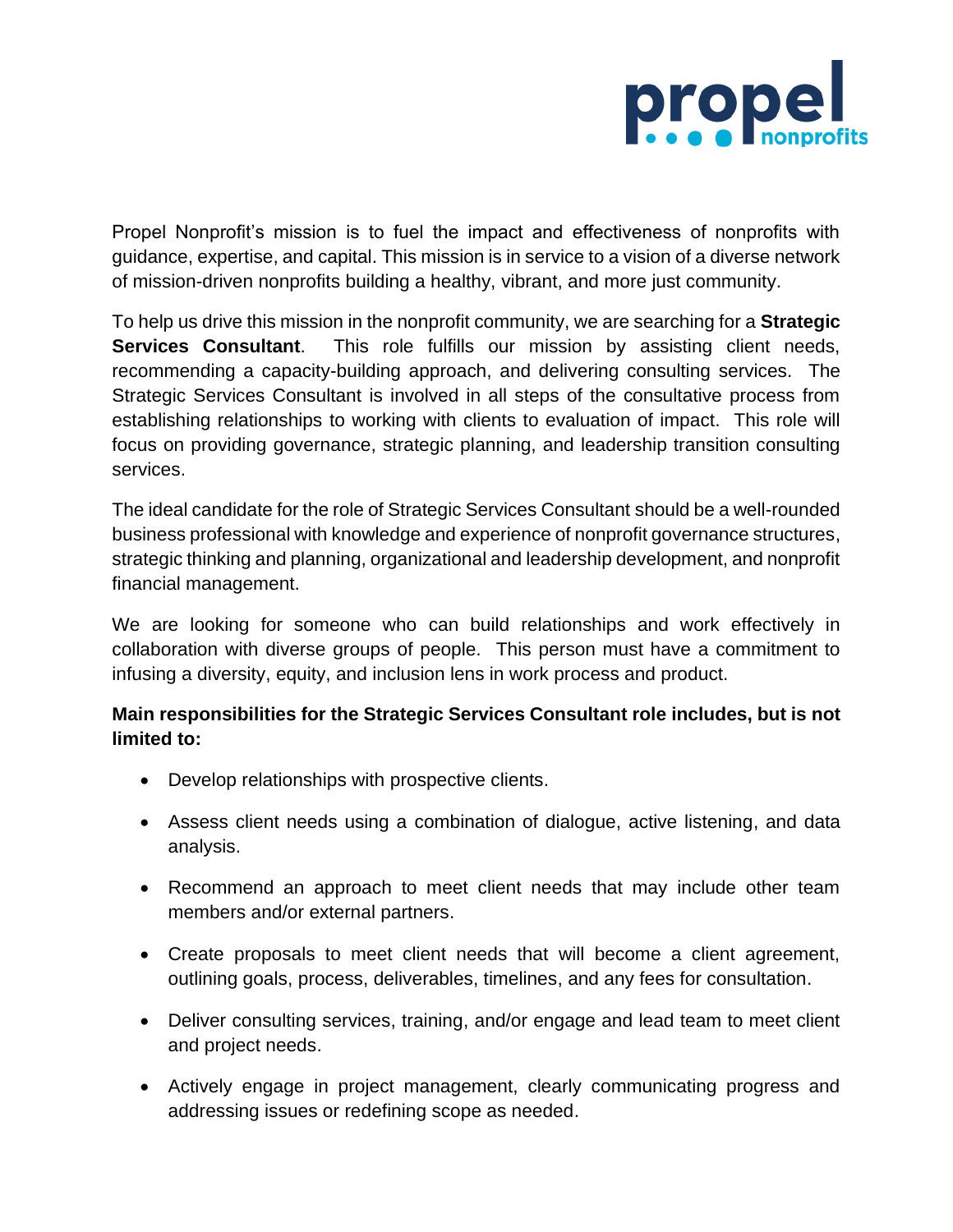Propel Nonprofit's mission is to fuel the impact and effectiveness of nonprofits with guidance, expertise, and capital. This mission is in service to a vision of a diverse network of mission-driven nonprofits building a healthy, vibrant, and more just community.

To help us drive this mission in the nonprofit community, we are searching for a **Strategic Services Consultant**. This role fulfills our mission by assisting client needs, recommending a capacity-building approach, and delivering consulting services. The Strategic Services Consultant is involved in all steps of the consultative process from establishing relationships to working with clients to evaluation of impact. This role will focus on providing governance, strategic planning, and leadership transition consulting services.

The ideal candidate for the role of Strategic Services Consultant should be a well-rounded business professional with knowledge and experience of nonprofit governance structures, strategic thinking and planning, organizational and leadership development, and nonprofit financial management.

We are looking for someone who can build relationships and work effectively in collaboration with diverse groups of people. This person must have a commitment to infusing a diversity, equity, and inclusion lens in work process and product.

**Main responsibilities for the Strategic Services Consultant role includes, but is not limited to:**

- Develop relationships with prospective clients.
- Assess client needs using a combination of dialogue, active listening, and data analysis.
- Recommend an approach to meet client needs that may include other team members and/or external partners.
- Create proposals to meet client needs that will become a client agreement, outlining goals, process, deliverables, timelines, and any fees for consultation.
- Deliver consulting services, training, and/or engage and lead team to meet client and project needs.
- Actively engage in project management, clearly communicating progress and addressing issues or redefining scope as needed.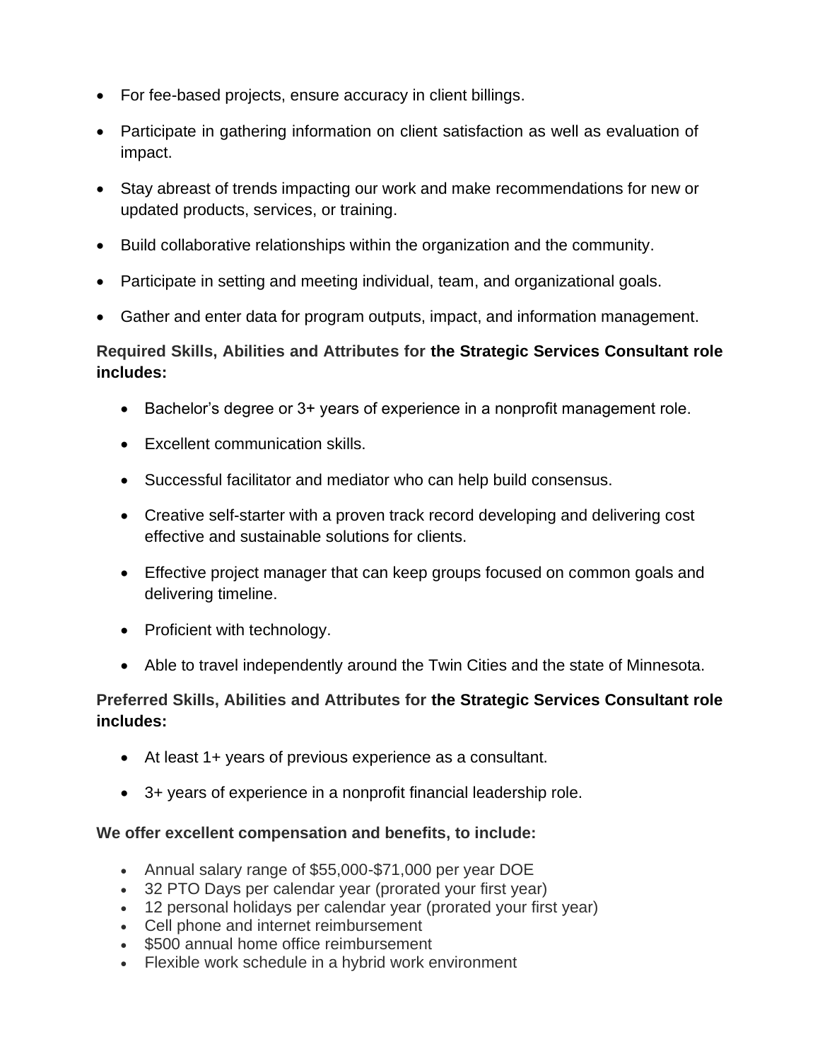- For fee-based projects, ensure accuracy in client billings.
- Participate in gathering information on client satisfaction as well as evaluation of impact.
- Stay abreast of trends impacting our work and make recommendations for new or updated products, services, or training.
- Build collaborative relationships within the organization and the community.
- Participate in setting and meeting individual, team, and organizational goals.
- Gather and enter data for program outputs, impact, and information management.

**Required Skills, Abilities and Attributes for the Strategic Services Consultant role includes:**

- Bachelor's degree or 3+ years of experience in a nonprofit management role.
- Excellent communication skills.
- Successful facilitator and mediator who can help build consensus.
- Creative self-starter with a proven track record developing and delivering cost effective and sustainable solutions for clients.
- Effective project manager that can keep groups focused on common goals and delivering timeline.
- Proficient with technology.
- Able to travel independently around the Twin Cities and the state of Minnesota.

**Preferred Skills, Abilities and Attributes for the Strategic Services Consultant role includes:**

- At least 1+ years of previous experience as a consultant.
- 3+ years of experience in a nonprofit financial leadership role.

**We offer excellent compensation and benefits, to include:**

- Annual salary range of $55,000-$71,000 per year DOE
- 32 PTO Days per calendar year (prorated your first year)
- 12 personal holidays per calendar year (prorated your first year)
- Cell phone and internet reimbursement
- $500 annual home office reimbursement
- Flexible work schedule in a hybrid work environment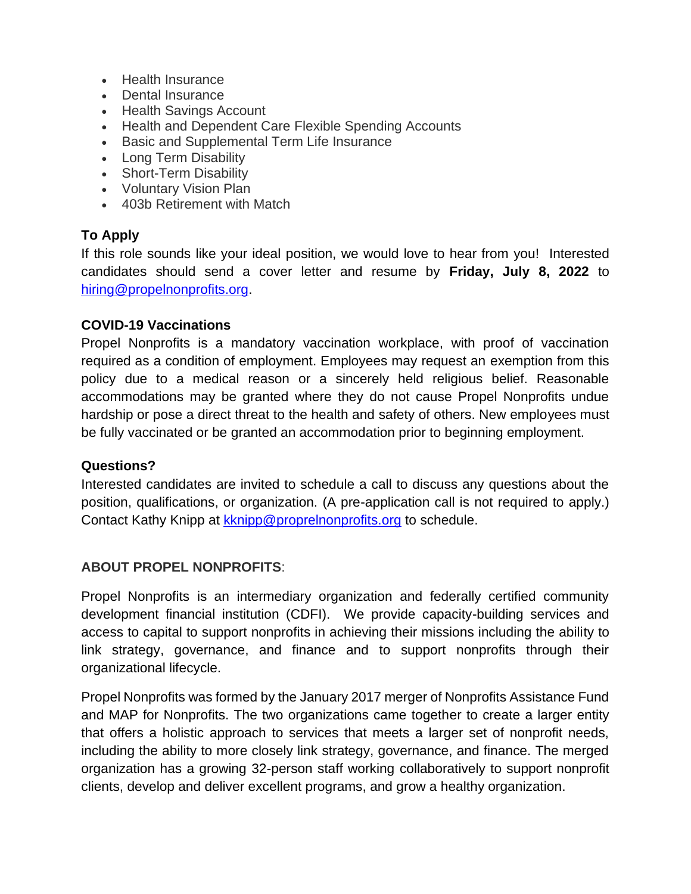- Health Insurance
- Dental Insurance
- Health Savings Account
- Health and Dependent Care Flexible Spending Accounts
- Basic and Supplemental Term Life Insurance
- Long Term Disability
- Short-Term Disability
- Voluntary Vision Plan
- 403b Retirement with Match

**To Apply**

If this role sounds like your ideal position, we would love to hear from you! Interested candidates should send a cover letter and resume by **Friday, July 8, 2022** to hiring@propelnonprofits.org.

**COVID-19 Vaccinations**

Propel Nonprofits is a mandatory vaccination workplace, with proof of vaccination required as a condition of employment. Employees may request an exemption from this policy due to a medical reason or a sincerely held religious belief. Reasonable accommodations may be granted where they do not cause Propel Nonprofits undue hardship or pose a direct threat to the health and safety of others. New employees must be fully vaccinated or be granted an accommodation prior to beginning employment.

**Questions?**

Interested candidates are invited to schedule a call to discuss any questions about the position, qualifications, or organization. (A pre-application call is not required to apply.) Contact Kathy Knipp at kknipp@proprelnonprofits.org to schedule.

**ABOUT PROPEL NONPROFITS**:

Propel Nonprofits is an intermediary organization and federally certified community development financial institution (CDFI). We provide capacity-building services and access to capital to support nonprofits in achieving their missions including the ability to link strategy, governance, and finance and to support nonprofits through their organizational lifecycle.

Propel Nonprofits was formed by the January 2017 merger of Nonprofits Assistance Fund and MAP for Nonprofits. The two organizations came together to create a larger entity that offers a holistic approach to services that meets a larger set of nonprofit needs, including the ability to more closely link strategy, governance, and finance. The merged organization has a growing 32-person staff working collaboratively to support nonprofit clients, develop and deliver excellent programs, and grow a healthy organization.